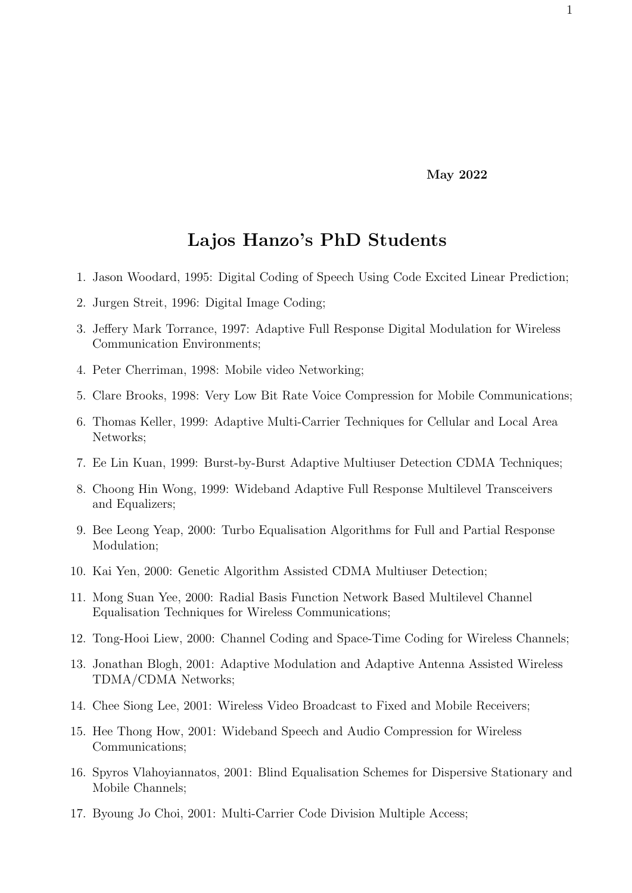**May 2022**

# Lajos Hanzo's PhD Students

1. Jason Woodard, 1995: Digital Coding of Speech Using Code Excited Linear Prediction;
2. Jurgen Streit, 1996: Digital Image Coding;
3. Jeffery Mark Torrance, 1997: Adaptive Full Response Digital Modulation for Wireless Communication Environments;
4. Peter Cherriman, 1998: Mobile video Networking;
5. Clare Brooks, 1998: Very Low Bit Rate Voice Compression for Mobile Communications;
6. Thomas Keller, 1999: Adaptive Multi-Carrier Techniques for Cellular and Local Area Networks;
7. Ee Lin Kuan, 1999: Burst-by-Burst Adaptive Multiuser Detection CDMA Techniques;
8. Choong Hin Wong, 1999: Wideband Adaptive Full Response Multilevel Transceivers and Equalizers;
9. Bee Leong Yeap, 2000: Turbo Equalisation Algorithms for Full and Partial Response Modulation;
10. Kai Yen, 2000: Genetic Algorithm Assisted CDMA Multiuser Detection;
11. Mong Suan Yee, 2000: Radial Basis Function Network Based Multilevel Channel Equalisation Techniques for Wireless Communications;
12. Tong-Hooi Liew, 2000: Channel Coding and Space-Time Coding for Wireless Channels;
13. Jonathan Blogh, 2001: Adaptive Modulation and Adaptive Antenna Assisted Wireless TDMA/CDMA Networks;
14. Chee Siong Lee, 2001: Wireless Video Broadcast to Fixed and Mobile Receivers;
15. Hee Thong How, 2001: Wideband Speech and Audio Compression for Wireless Communications;
16. Spyros Vlahoyiannatos, 2001: Blind Equalisation Schemes for Dispersive Stationary and Mobile Channels;
17. Byoung Jo Choi, 2001: Multi-Carrier Code Division Multiple Access;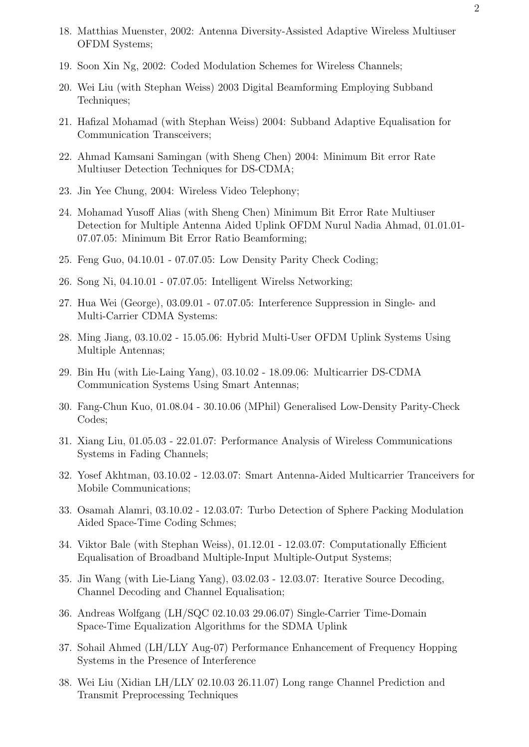18. Matthias Muenster, 2002: Antenna Diversity-Assisted Adaptive Wireless Multiuser OFDM Systems;
19. Soon Xin Ng, 2002: Coded Modulation Schemes for Wireless Channels;
20. Wei Liu (with Stephan Weiss) 2003 Digital Beamforming Employing Subband Techniques;
21. Hafizal Mohamad (with Stephan Weiss) 2004: Subband Adaptive Equalisation for Communication Transceivers;
22. Ahmad Kamsani Samingan (with Sheng Chen) 2004: Minimum Bit error Rate Multiuser Detection Techniques for DS-CDMA;
23. Jin Yee Chung, 2004: Wireless Video Telephony;
24. Mohamad Yusoff Alias (with Sheng Chen) Minimum Bit Error Rate Multiuser Detection for Multiple Antenna Aided Uplink OFDM Nurul Nadia Ahmad, 01.01.01-07.07.05: Minimum Bit Error Ratio Beamforming;
25. Feng Guo, 04.10.01 - 07.07.05: Low Density Parity Check Coding;
26. Song Ni, 04.10.01 - 07.07.05: Intelligent Wirelss Networking;
27. Hua Wei (George), 03.09.01 - 07.07.05: Interference Suppression in Single- and Multi-Carrier CDMA Systems:
28. Ming Jiang, 03.10.02 - 15.05.06: Hybrid Multi-User OFDM Uplink Systems Using Multiple Antennas;
29. Bin Hu (with Lie-Laing Yang), 03.10.02 - 18.09.06: Multicarrier DS-CDMA Communication Systems Using Smart Antennas;
30. Fang-Chun Kuo, 01.08.04 - 30.10.06 (MPhil) Generalised Low-Density Parity-Check Codes;
31. Xiang Liu, 01.05.03 - 22.01.07: Performance Analysis of Wireless Communications Systems in Fading Channels;
32. Yosef Akhtman, 03.10.02 - 12.03.07: Smart Antenna-Aided Multicarrier Tranceivers for Mobile Communications;
33. Osamah Alamri, 03.10.02 - 12.03.07: Turbo Detection of Sphere Packing Modulation Aided Space-Time Coding Schmes;
34. Viktor Bale (with Stephan Weiss), 01.12.01 - 12.03.07: Computationally Efficient Equalisation of Broadband Multiple-Input Multiple-Output Systems;
35. Jin Wang (with Lie-Liang Yang), 03.02.03 - 12.03.07: Iterative Source Decoding, Channel Decoding and Channel Equalisation;
36. Andreas Wolfgang (LH/SQC 02.10.03 29.06.07) Single-Carrier Time-Domain Space-Time Equalization Algorithms for the SDMA Uplink
37. Sohail Ahmed (LH/LLY Aug-07) Performance Enhancement of Frequency Hopping Systems in the Presence of Interference
38. Wei Liu (Xidian LH/LLY 02.10.03 26.11.07) Long range Channel Prediction and Transmit Preprocessing Techniques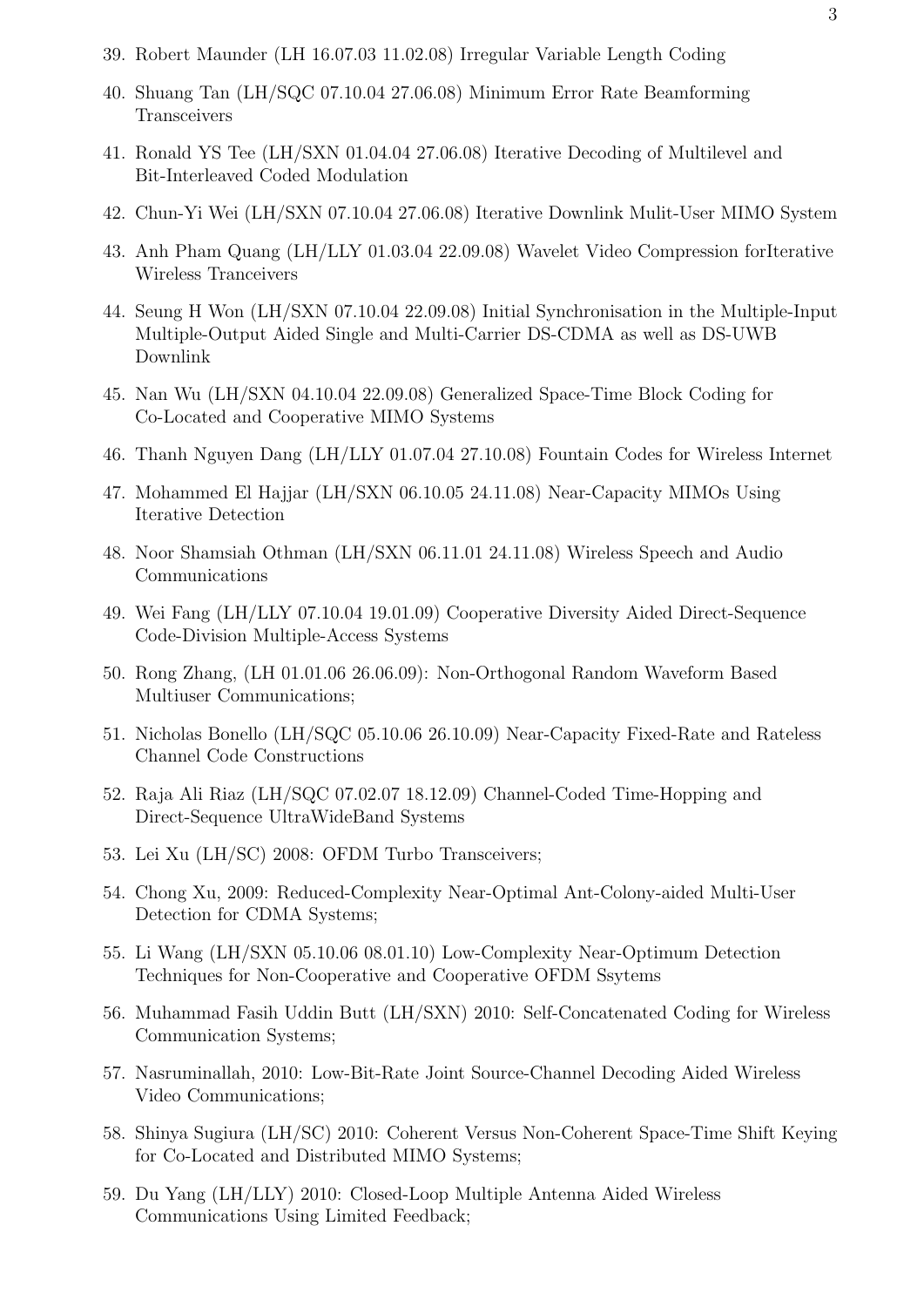39. Robert Maunder (LH 16.07.03 11.02.08) Irregular Variable Length Coding
40. Shuang Tan (LH/SQC 07.10.04 27.06.08) Minimum Error Rate Beamforming Transceivers
41. Ronald YS Tee (LH/SXN 01.04.04 27.06.08) Iterative Decoding of Multilevel and Bit-Interleaved Coded Modulation
42. Chun-Yi Wei (LH/SXN 07.10.04 27.06.08) Iterative Downlink Mulit-User MIMO System
43. Anh Pham Quang (LH/LLY 01.03.04 22.09.08) Wavelet Video Compression forIterative Wireless Tranceivers
44. Seung H Won (LH/SXN 07.10.04 22.09.08) Initial Synchronisation in the Multiple-Input Multiple-Output Aided Single and Multi-Carrier DS-CDMA as well as DS-UWB Downlink
45. Nan Wu (LH/SXN 04.10.04 22.09.08) Generalized Space-Time Block Coding for Co-Located and Cooperative MIMO Systems
46. Thanh Nguyen Dang (LH/LLY 01.07.04 27.10.08) Fountain Codes for Wireless Internet
47. Mohammed El Hajjar (LH/SXN 06.10.05 24.11.08) Near-Capacity MIMOs Using Iterative Detection
48. Noor Shamsiah Othman (LH/SXN 06.11.01 24.11.08) Wireless Speech and Audio Communications
49. Wei Fang (LH/LLY 07.10.04 19.01.09) Cooperative Diversity Aided Direct-Sequence Code-Division Multiple-Access Systems
50. Rong Zhang, (LH 01.01.06 26.06.09): Non-Orthogonal Random Waveform Based Multiuser Communications;
51. Nicholas Bonello (LH/SQC 05.10.06 26.10.09) Near-Capacity Fixed-Rate and Rateless Channel Code Constructions
52. Raja Ali Riaz (LH/SQC 07.02.07 18.12.09) Channel-Coded Time-Hopping and Direct-Sequence UltraWideBand Systems
53. Lei Xu (LH/SC) 2008: OFDM Turbo Transceivers;
54. Chong Xu, 2009: Reduced-Complexity Near-Optimal Ant-Colony-aided Multi-User Detection for CDMA Systems;
55. Li Wang (LH/SXN 05.10.06 08.01.10) Low-Complexity Near-Optimum Detection Techniques for Non-Cooperative and Cooperative OFDM Ssytems
56. Muhammad Fasih Uddin Butt (LH/SXN) 2010: Self-Concatenated Coding for Wireless Communication Systems;
57. Nasruminallah, 2010: Low-Bit-Rate Joint Source-Channel Decoding Aided Wireless Video Communications;
58. Shinya Sugiura (LH/SC) 2010: Coherent Versus Non-Coherent Space-Time Shift Keying for Co-Located and Distributed MIMO Systems;
59. Du Yang (LH/LLY) 2010: Closed-Loop Multiple Antenna Aided Wireless Communications Using Limited Feedback;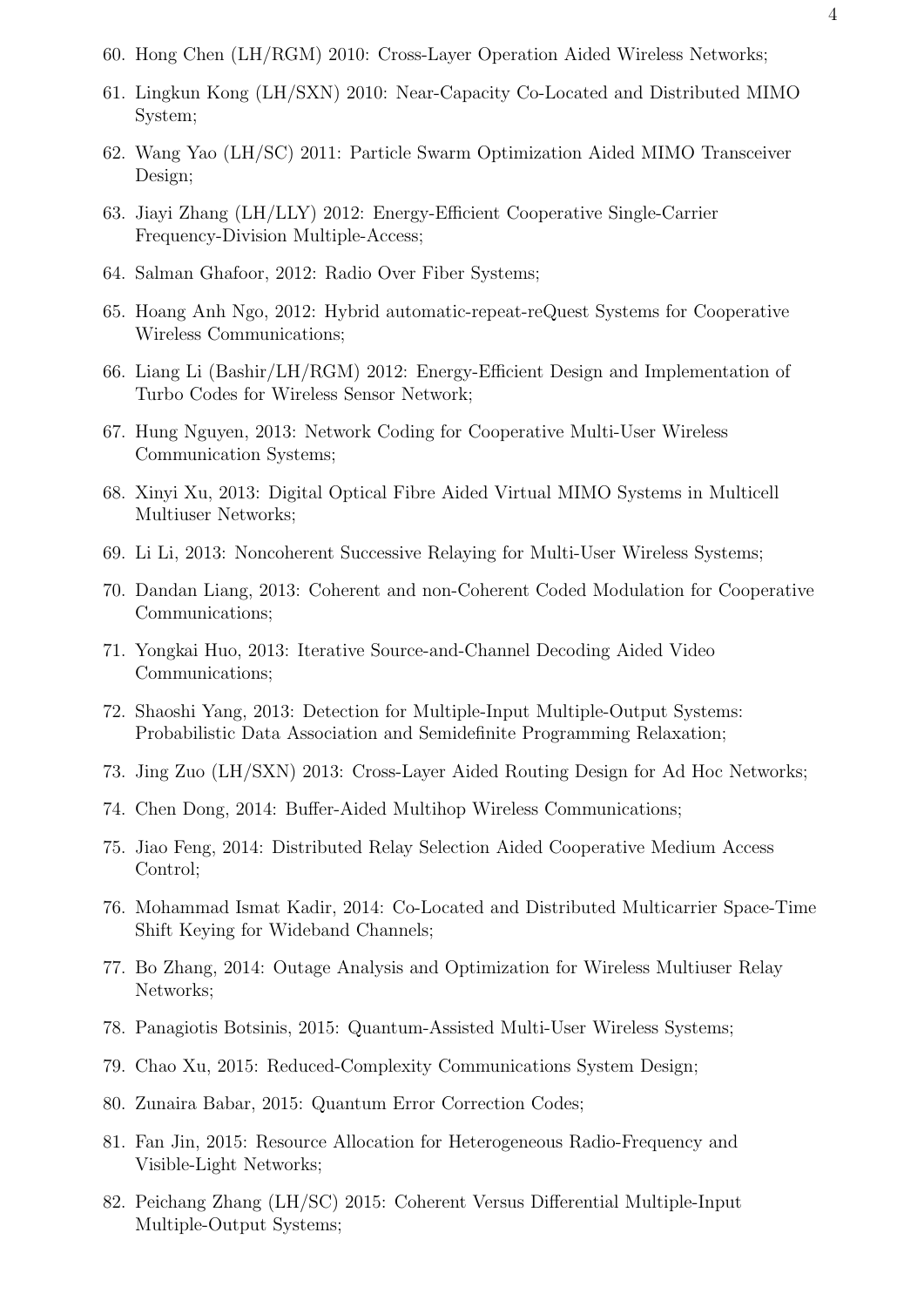60. Hong Chen (LH/RGM) 2010: Cross-Layer Operation Aided Wireless Networks;
61. Lingkun Kong (LH/SXN) 2010: Near-Capacity Co-Located and Distributed MIMO System;
62. Wang Yao (LH/SC) 2011: Particle Swarm Optimization Aided MIMO Transceiver Design;
63. Jiayi Zhang (LH/LLY) 2012: Energy-Efficient Cooperative Single-Carrier Frequency-Division Multiple-Access;
64. Salman Ghafoor, 2012: Radio Over Fiber Systems;
65. Hoang Anh Ngo, 2012: Hybrid automatic-repeat-reQuest Systems for Cooperative Wireless Communications;
66. Liang Li (Bashir/LH/RGM) 2012: Energy-Efficient Design and Implementation of Turbo Codes for Wireless Sensor Network;
67. Hung Nguyen, 2013: Network Coding for Cooperative Multi-User Wireless Communication Systems;
68. Xinyi Xu, 2013: Digital Optical Fibre Aided Virtual MIMO Systems in Multicell Multiuser Networks;
69. Li Li, 2013: Noncoherent Successive Relaying for Multi-User Wireless Systems;
70. Dandan Liang, 2013: Coherent and non-Coherent Coded Modulation for Cooperative Communications;
71. Yongkai Huo, 2013: Iterative Source-and-Channel Decoding Aided Video Communications;
72. Shaoshi Yang, 2013: Detection for Multiple-Input Multiple-Output Systems: Probabilistic Data Association and Semidefinite Programming Relaxation;
73. Jing Zuo (LH/SXN) 2013: Cross-Layer Aided Routing Design for Ad Hoc Networks;
74. Chen Dong, 2014: Buffer-Aided Multihop Wireless Communications;
75. Jiao Feng, 2014: Distributed Relay Selection Aided Cooperative Medium Access Control;
76. Mohammad Ismat Kadir, 2014: Co-Located and Distributed Multicarrier Space-Time Shift Keying for Wideband Channels;
77. Bo Zhang, 2014: Outage Analysis and Optimization for Wireless Multiuser Relay Networks;
78. Panagiotis Botsinis, 2015: Quantum-Assisted Multi-User Wireless Systems;
79. Chao Xu, 2015: Reduced-Complexity Communications System Design;
80. Zunaira Babar, 2015: Quantum Error Correction Codes;
81. Fan Jin, 2015: Resource Allocation for Heterogeneous Radio-Frequency and Visible-Light Networks;
82. Peichang Zhang (LH/SC) 2015: Coherent Versus Differential Multiple-Input Multiple-Output Systems;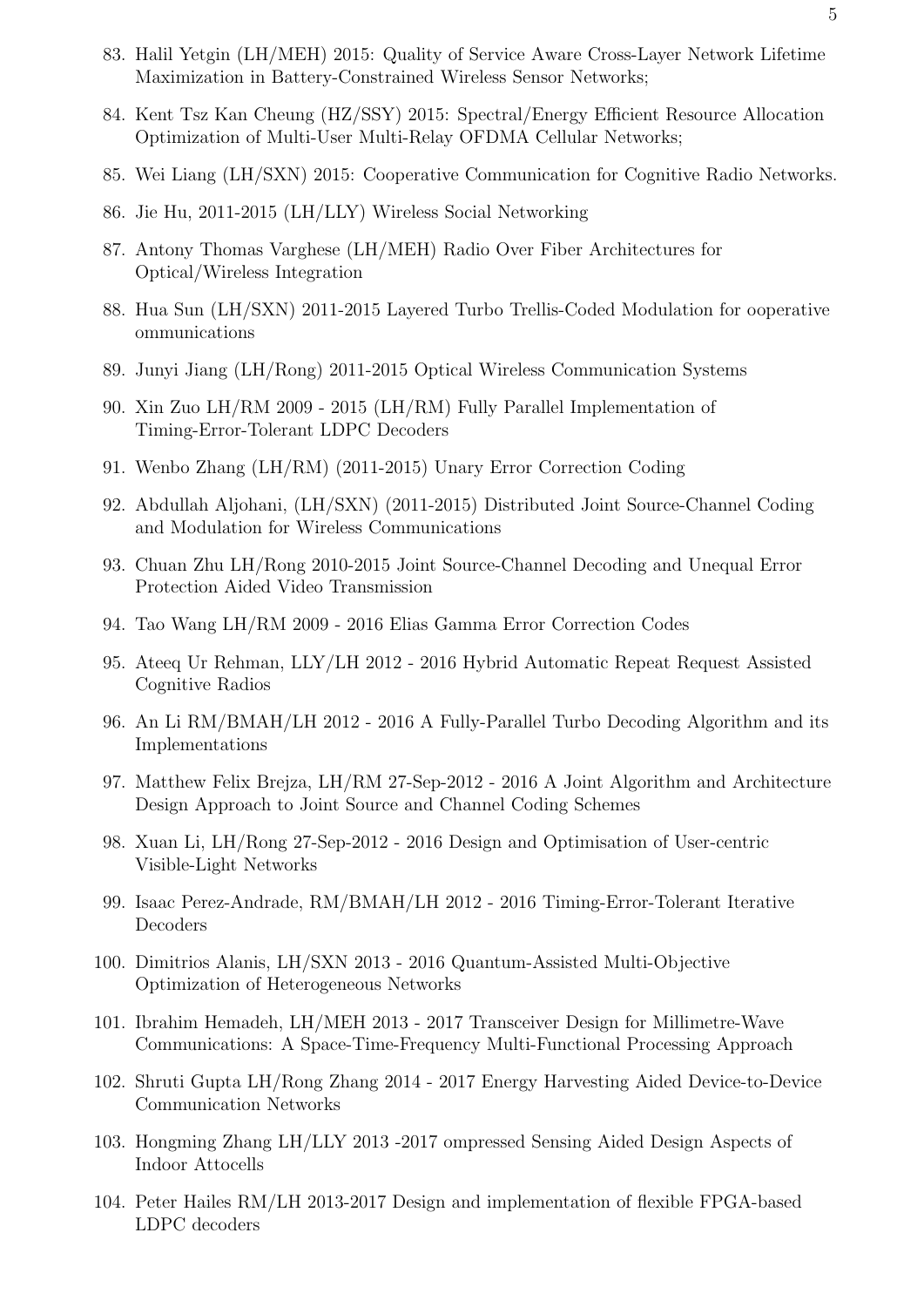83. Halil Yetgin (LH/MEH) 2015: Quality of Service Aware Cross-Layer Network Lifetime Maximization in Battery-Constrained Wireless Sensor Networks;
84. Kent Tsz Kan Cheung (HZ/SSY) 2015: Spectral/Energy Efficient Resource Allocation Optimization of Multi-User Multi-Relay OFDMA Cellular Networks;
85. Wei Liang (LH/SXN) 2015: Cooperative Communication for Cognitive Radio Networks.
86. Jie Hu, 2011-2015 (LH/LLY) Wireless Social Networking
87. Antony Thomas Varghese (LH/MEH) Radio Over Fiber Architectures for Optical/Wireless Integration
88. Hua Sun (LH/SXN) 2011-2015 Layered Turbo Trellis-Coded Modulation for ooperative ommunications
89. Junyi Jiang (LH/Rong) 2011-2015 Optical Wireless Communication Systems
90. Xin Zuo LH/RM 2009 - 2015 (LH/RM) Fully Parallel Implementation of Timing-Error-Tolerant LDPC Decoders
91. Wenbo Zhang (LH/RM) (2011-2015) Unary Error Correction Coding
92. Abdullah Aljohani, (LH/SXN) (2011-2015) Distributed Joint Source-Channel Coding and Modulation for Wireless Communications
93. Chuan Zhu LH/Rong 2010-2015 Joint Source-Channel Decoding and Unequal Error Protection Aided Video Transmission
94. Tao Wang LH/RM 2009 - 2016 Elias Gamma Error Correction Codes
95. Ateeq Ur Rehman, LLY/LH 2012 - 2016 Hybrid Automatic Repeat Request Assisted Cognitive Radios
96. An Li RM/BMAH/LH 2012 - 2016 A Fully-Parallel Turbo Decoding Algorithm and its Implementations
97. Matthew Felix Brejza, LH/RM 27-Sep-2012 - 2016 A Joint Algorithm and Architecture Design Approach to Joint Source and Channel Coding Schemes
98. Xuan Li, LH/Rong 27-Sep-2012 - 2016 Design and Optimisation of User-centric Visible-Light Networks
99. Isaac Perez-Andrade, RM/BMAH/LH 2012 - 2016 Timing-Error-Tolerant Iterative Decoders
100. Dimitrios Alanis, LH/SXN 2013 - 2016 Quantum-Assisted Multi-Objective Optimization of Heterogeneous Networks
101. Ibrahim Hemadeh, LH/MEH 2013 - 2017 Transceiver Design for Millimetre-Wave Communications: A Space-Time-Frequency Multi-Functional Processing Approach
102. Shruti Gupta LH/Rong Zhang 2014 - 2017 Energy Harvesting Aided Device-to-Device Communication Networks
103. Hongming Zhang LH/LLY 2013 -2017 ompressed Sensing Aided Design Aspects of Indoor Attocells
104. Peter Hailes RM/LH 2013-2017 Design and implementation of flexible FPGA-based LDPC decoders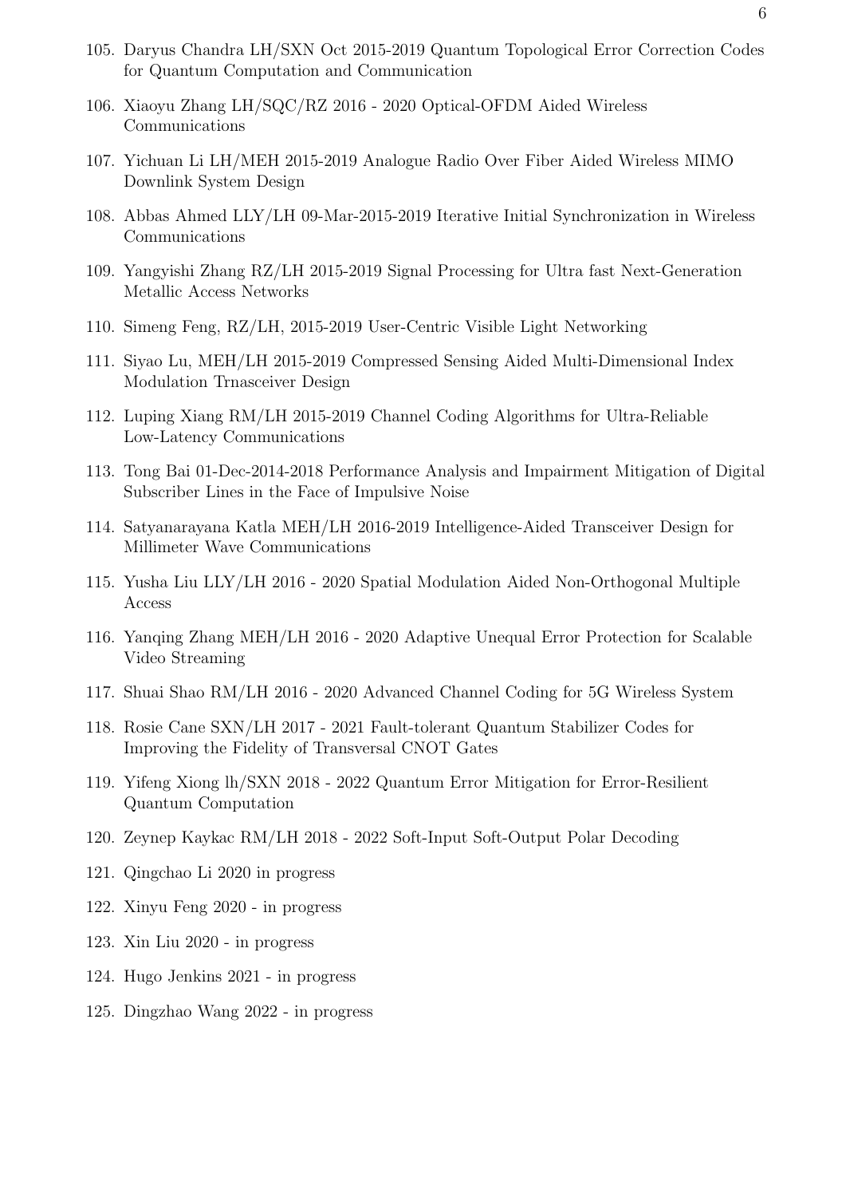105. Daryus Chandra LH/SXN Oct 2015-2019 Quantum Topological Error Correction Codes for Quantum Computation and Communication
106. Xiaoyu Zhang LH/SQC/RZ 2016 - 2020 Optical-OFDM Aided Wireless Communications
107. Yichuan Li LH/MEH 2015-2019 Analogue Radio Over Fiber Aided Wireless MIMO Downlink System Design
108. Abbas Ahmed LLY/LH 09-Mar-2015-2019 Iterative Initial Synchronization in Wireless Communications
109. Yangyishi Zhang RZ/LH 2015-2019 Signal Processing for Ultra fast Next-Generation Metallic Access Networks
110. Simeng Feng, RZ/LH, 2015-2019 User-Centric Visible Light Networking
111. Siyao Lu, MEH/LH 2015-2019 Compressed Sensing Aided Multi-Dimensional Index Modulation Trnasceiver Design
112. Luping Xiang RM/LH 2015-2019 Channel Coding Algorithms for Ultra-Reliable Low-Latency Communications
113. Tong Bai 01-Dec-2014-2018 Performance Analysis and Impairment Mitigation of Digital Subscriber Lines in the Face of Impulsive Noise
114. Satyanarayana Katla MEH/LH 2016-2019 Intelligence-Aided Transceiver Design for Millimeter Wave Communications
115. Yusha Liu LLY/LH 2016 - 2020 Spatial Modulation Aided Non-Orthogonal Multiple Access
116. Yanqing Zhang MEH/LH 2016 - 2020 Adaptive Unequal Error Protection for Scalable Video Streaming
117. Shuai Shao RM/LH 2016 - 2020 Advanced Channel Coding for 5G Wireless System
118. Rosie Cane SXN/LH 2017 - 2021 Fault-tolerant Quantum Stabilizer Codes for Improving the Fidelity of Transversal CNOT Gates
119. Yifeng Xiong lh/SXN 2018 - 2022 Quantum Error Mitigation for Error-Resilient Quantum Computation
120. Zeynep Kaykac RM/LH 2018 - 2022 Soft-Input Soft-Output Polar Decoding
121. Qingchao Li 2020 in progress
122. Xinyu Feng 2020 - in progress
123. Xin Liu 2020 - in progress
124. Hugo Jenkins 2021 - in progress
125. Dingzhao Wang 2022 - in progress